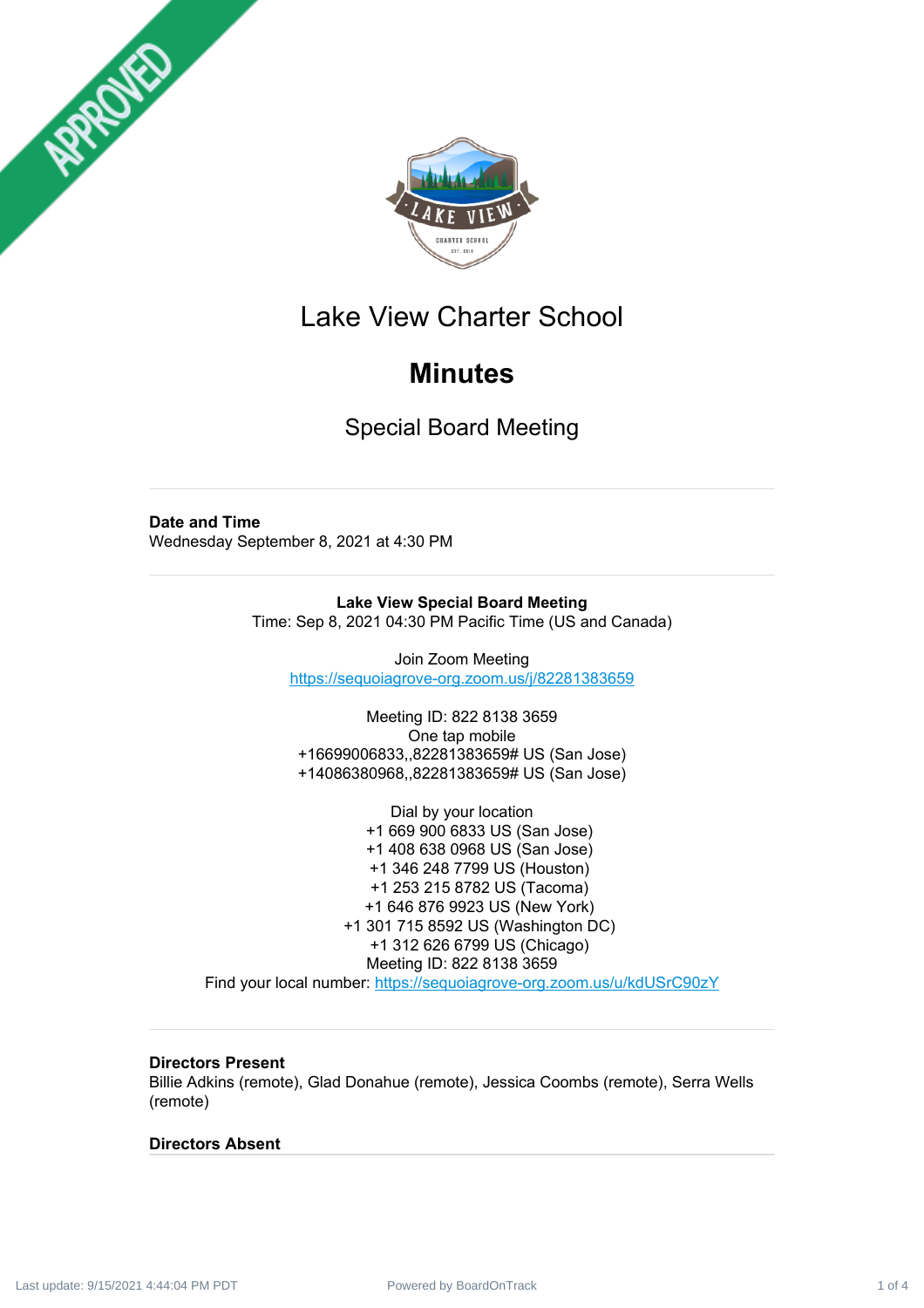# Lake View Charter School

# Minutes

## Special Board Meeting

**Date and Time**
Wednesday September 8, 2021 at 4:30 PM

---

**Lake View Special Board Meeting**
Time: Sep 8, 2021 04:30 PM Pacific Time (US and Canada)

Join Zoom Meeting
https://sequoiagrove-org.zoom.us/j/82281383659

Meeting ID: 822 8138 3659
One tap mobile
+16699006833,,82281383659# US (San Jose)
+14086380968,,82281383659# US (San Jose)

Dial by your location
+1 669 900 6833 US (San Jose)
+1 408 638 0968 US (San Jose)
+1 346 248 7799 US (Houston)
+1 253 215 8782 US (Tacoma)
+1 646 876 9923 US (New York)
+1 301 715 8592 US (Washington DC)
+1 312 626 6799 US (Chicago)
Meeting ID: 822 8138 3659
Find your local number: https://sequoiagrove-org.zoom.us/u/kdUSrC90zY

---

**Directors Present**
Billie Adkins (remote), Glad Donahue (remote), Jessica Coombs (remote), Serra Wells (remote)

**Directors Absent**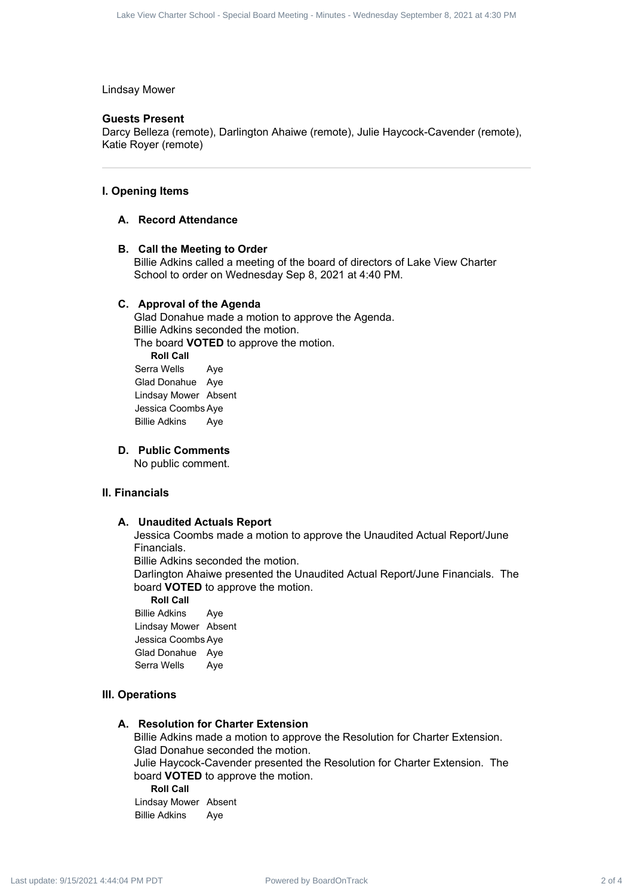Lindsay Mower

**Guests Present**

Darcy Belleza (remote), Darlington Ahaiwe (remote), Julie Haycock-Cavender (remote), Katie Royer (remote)

---

## I. Opening Items

### A. Record Attendance

### B. Call the Meeting to Order

Billie Adkins called a meeting of the board of directors of Lake View Charter School to order on Wednesday Sep 8, 2021 at 4:40 PM.

### C. Approval of the Agenda

Glad Donahue made a motion to approve the Agenda.
Billie Adkins seconded the motion.
The board **VOTED** to approve the motion.

**Roll Call**

| | |
|---|---|
| Serra Wells | Aye |
| Glad Donahue | Aye |
| Lindsay Mower | Absent |
| Jessica Coombs | Aye |
| Billie Adkins | Aye |

### D. Public Comments

No public comment.

## II. Financials

### A. Unaudited Actuals Report

Jessica Coombs made a motion to approve the Unaudited Actual Report/June Financials.
Billie Adkins seconded the motion.
Darlington Ahaiwe presented the Unaudited Actual Report/June Financials. The board **VOTED** to approve the motion.

**Roll Call**

| | |
|---|---|
| Billie Adkins | Aye |
| Lindsay Mower | Absent |
| Jessica Coombs | Aye |
| Glad Donahue | Aye |
| Serra Wells | Aye |

## III. Operations

### A. Resolution for Charter Extension

Billie Adkins made a motion to approve the Resolution for Charter Extension.
Glad Donahue seconded the motion.
Julie Haycock-Cavender presented the Resolution for Charter Extension. The board **VOTED** to approve the motion.

**Roll Call**

| | |
|---|---|
| Lindsay Mower | Absent |
| Billie Adkins | Aye |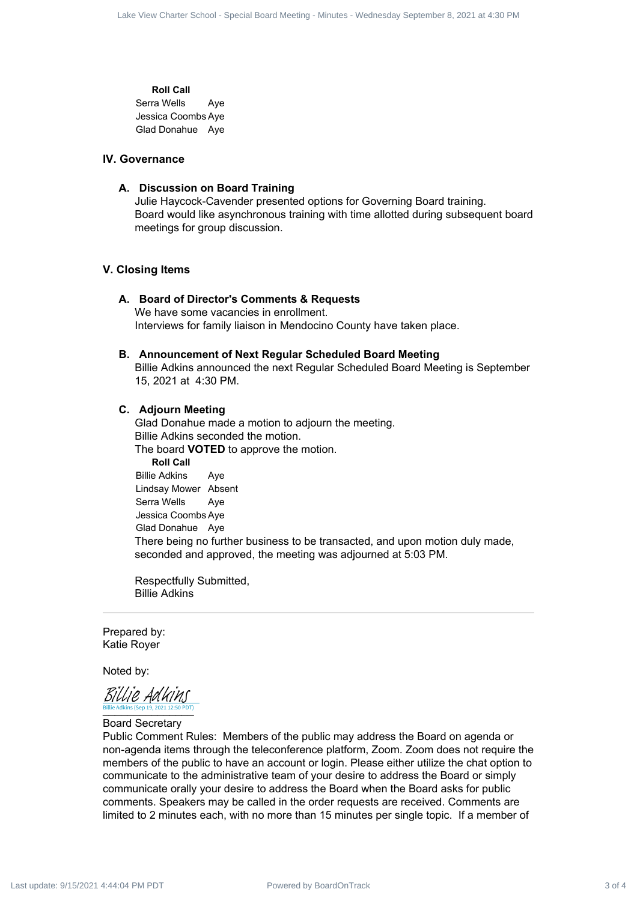**Roll Call**

Serra Wells Aye
Jessica Coombs Aye
Glad Donahue Aye

## IV. Governance

### A. Discussion on Board Training

Julie Haycock-Cavender presented options for Governing Board training.
Board would like asynchronous training with time allotted during subsequent board meetings for group discussion.

## V. Closing Items

### A. Board of Director's Comments & Requests

We have some vacancies in enrollment.
Interviews for family liaison in Mendocino County have taken place.

### B. Announcement of Next Regular Scheduled Board Meeting

Billie Adkins announced the next Regular Scheduled Board Meeting is September 15, 2021 at 4:30 PM.

### C. Adjourn Meeting

Glad Donahue made a motion to adjourn the meeting.
Billie Adkins seconded the motion.
The board **VOTED** to approve the motion.

**Roll Call**

Billie Adkins Aye
Lindsay Mower Absent
Serra Wells Aye
Jessica Coombs Aye
Glad Donahue Aye

There being no further business to be transacted, and upon motion duly made, seconded and approved, the meeting was adjourned at 5:03 PM.

Respectfully Submitted,
Billie Adkins

---

Prepared by:
Katie Royer

Noted by:

Billie Adkins
Billie Adkins (Sep 19, 2021 12:50 PDT)

Board Secretary

Public Comment Rules: Members of the public may address the Board on agenda or non-agenda items through the teleconference platform, Zoom. Zoom does not require the members of the public to have an account or login. Please either utilize the chat option to communicate to the administrative team of your desire to address the Board or simply communicate orally your desire to address the Board when the Board asks for public comments. Speakers may be called in the order requests are received. Comments are limited to 2 minutes each, with no more than 15 minutes per single topic. If a member of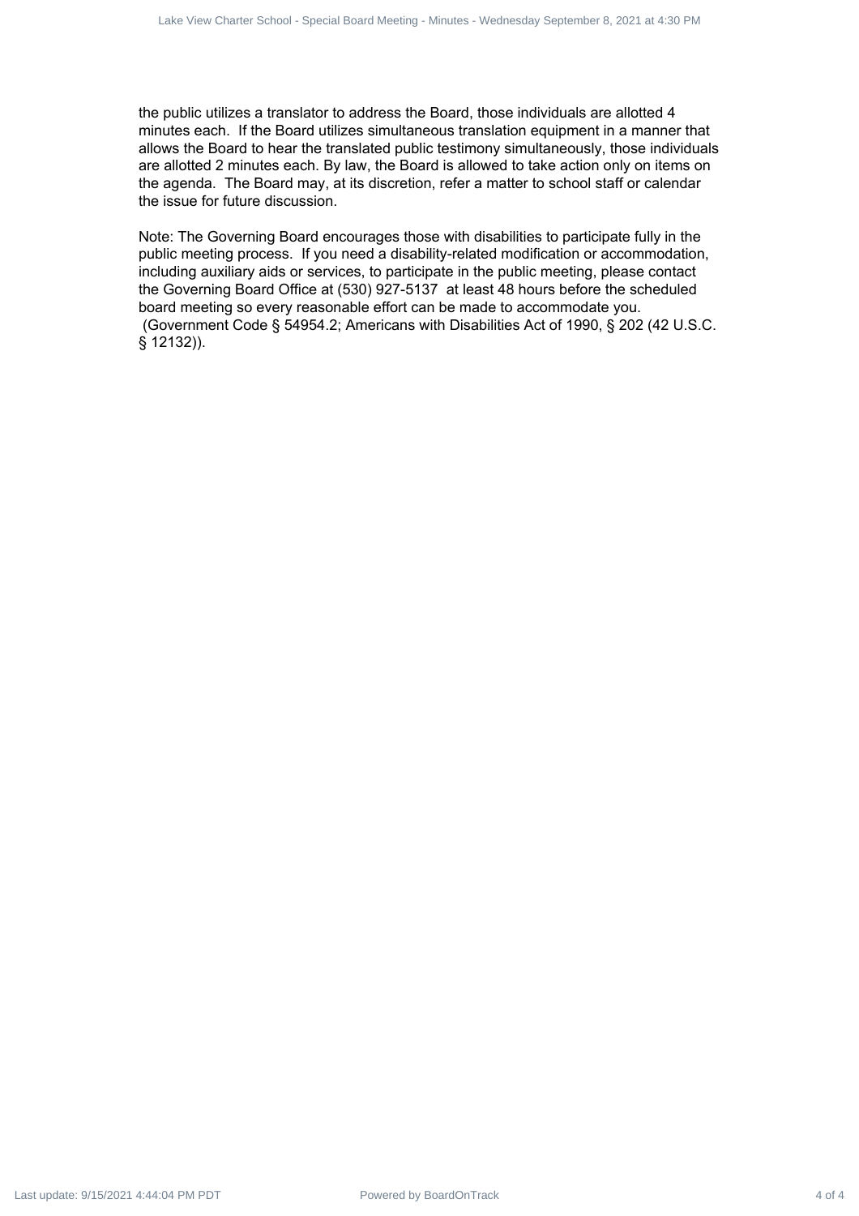the public utilizes a translator to address the Board, those individuals are allotted 4 minutes each. If the Board utilizes simultaneous translation equipment in a manner that allows the Board to hear the translated public testimony simultaneously, those individuals are allotted 2 minutes each. By law, the Board is allowed to take action only on items on the agenda. The Board may, at its discretion, refer a matter to school staff or calendar the issue for future discussion.

Note: The Governing Board encourages those with disabilities to participate fully in the public meeting process. If you need a disability-related modification or accommodation, including auxiliary aids or services, to participate in the public meeting, please contact the Governing Board Office at (530) 927-5137 at least 48 hours before the scheduled board meeting so every reasonable effort can be made to accommodate you. (Government Code § 54954.2; Americans with Disabilities Act of 1990, § 202 (42 U.S.C. § 12132)).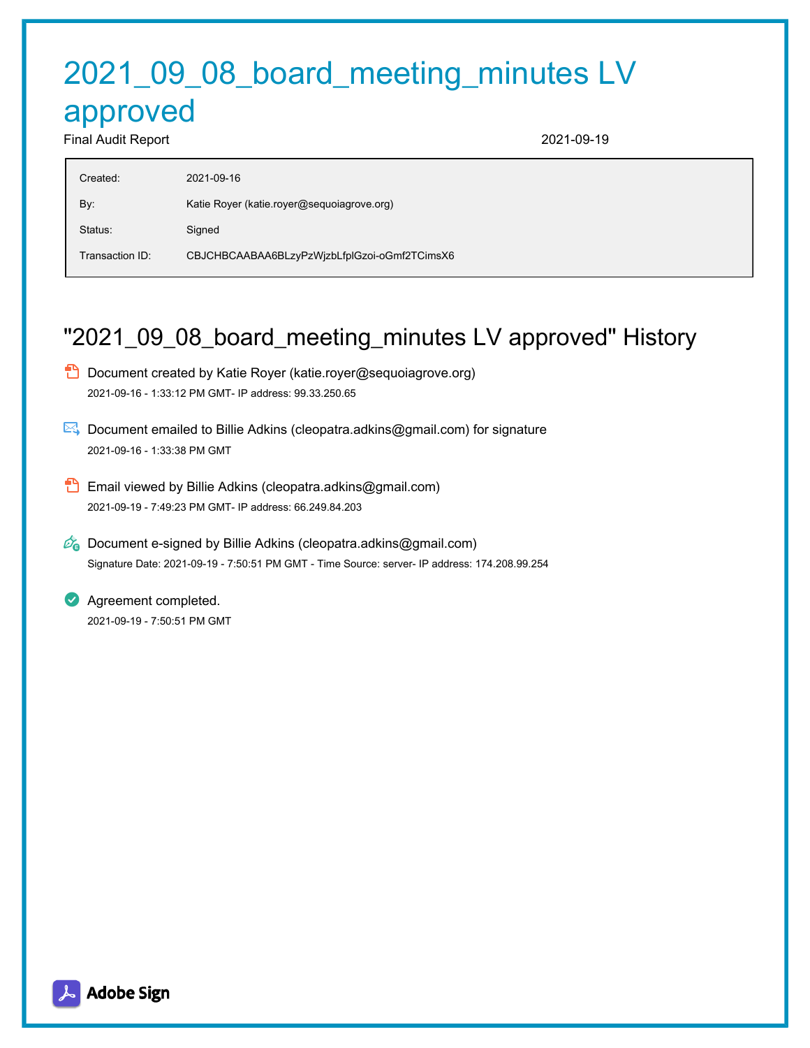# 2021_09_08_board_meeting_minutes LV approved

Final Audit Report 2021-09-19

| | |
|---|---|
| Created: | 2021-09-16 |
| By: | Katie Royer (katie.royer@sequoiagrove.org) |
| Status: | Signed |
| Transaction ID: | CBJCHBCAABAA6BLzyPzWjzbLfplGzoi-oGmf2TCimsX6 |

## "2021_09_08_board_meeting_minutes LV approved" History

- Document created by Katie Royer (katie.royer@sequoiagrove.org)
  2021-09-16 - 1:33:12 PM GMT- IP address: 99.33.250.65

- Document emailed to Billie Adkins (cleopatra.adkins@gmail.com) for signature
  2021-09-16 - 1:33:38 PM GMT

- Email viewed by Billie Adkins (cleopatra.adkins@gmail.com)
  2021-09-19 - 7:49:23 PM GMT- IP address: 66.249.84.203

- Document e-signed by Billie Adkins (cleopatra.adkins@gmail.com)
  Signature Date: 2021-09-19 - 7:50:51 PM GMT - Time Source: server- IP address: 174.208.99.254

- Agreement completed.
  2021-09-19 - 7:50:51 PM GMT

Adobe Sign